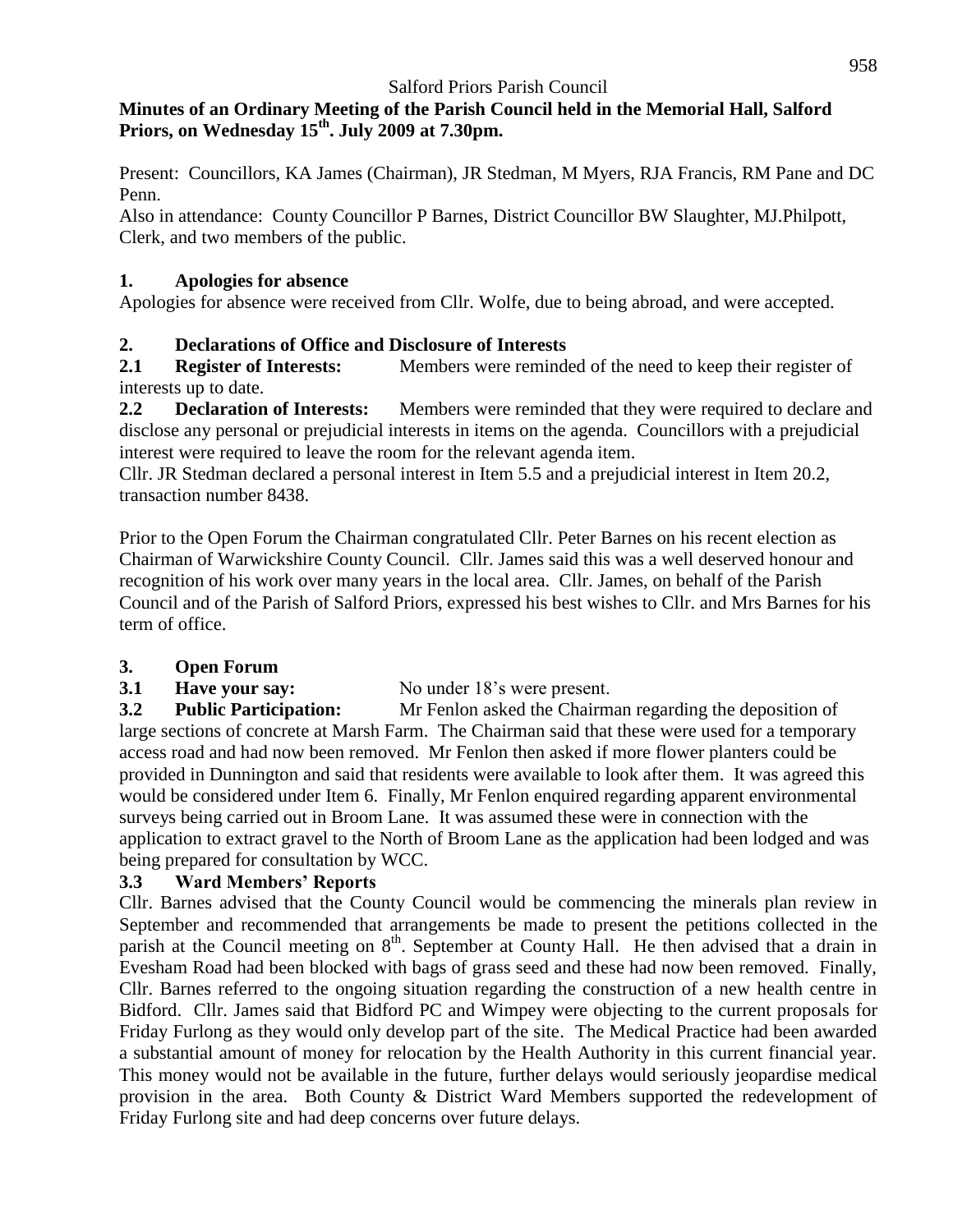Salford Priors Parish Council

# Minutes of an Ordinary Meeting of the Parish Council held in the Memorial Hall, Salford Priors, on Wednesday 15th. July 2009 at 7.30pm.

Present: Councillors, KA James (Chairman), JR Stedman, M Myers, RJA Francis, RM Pane and DC Penn.

Also in attendance: County Councillor P Barnes, District Councillor BW Slaughter, MJ.Philpott, Clerk, and two members of the public.

## 1. Apologies for absence

Apologies for absence were received from Cllr. Wolfe, due to being abroad, and were accepted.

## 2. Declarations of Office and Disclosure of Interests

**2.1 Register of Interests:** Members were reminded of the need to keep their register of interests up to date.

**2.2 Declaration of Interests:** Members were reminded that they were required to declare and disclose any personal or prejudicial interests in items on the agenda. Councillors with a prejudicial interest were required to leave the room for the relevant agenda item.

Cllr. JR Stedman declared a personal interest in Item 5.5 and a prejudicial interest in Item 20.2, transaction number 8438.

Prior to the Open Forum the Chairman congratulated Cllr. Peter Barnes on his recent election as Chairman of Warwickshire County Council. Cllr. James said this was a well deserved honour and recognition of his work over many years in the local area. Cllr. James, on behalf of the Parish Council and of the Parish of Salford Priors, expressed his best wishes to Cllr. and Mrs Barnes for his term of office.

## 3. Open Forum

**3.1 Have your say:** No under 18's were present.

**3.2 Public Participation:** Mr Fenlon asked the Chairman regarding the deposition of large sections of concrete at Marsh Farm. The Chairman said that these were used for a temporary access road and had now been removed. Mr Fenlon then asked if more flower planters could be provided in Dunnington and said that residents were available to look after them. It was agreed this would be considered under Item 6. Finally, Mr Fenlon enquired regarding apparent environmental surveys being carried out in Broom Lane. It was assumed these were in connection with the application to extract gravel to the North of Broom Lane as the application had been lodged and was being prepared for consultation by WCC.

**3.3 Ward Members' Reports**

Cllr. Barnes advised that the County Council would be commencing the minerals plan review in September and recommended that arrangements be made to present the petitions collected in the parish at the Council meeting on 8th. September at County Hall. He then advised that a drain in Evesham Road had been blocked with bags of grass seed and these had now been removed. Finally, Cllr. Barnes referred to the ongoing situation regarding the construction of a new health centre in Bidford. Cllr. James said that Bidford PC and Wimpey were objecting to the current proposals for Friday Furlong as they would only develop part of the site. The Medical Practice had been awarded a substantial amount of money for relocation by the Health Authority in this current financial year. This money would not be available in the future, further delays would seriously jeopardise medical provision in the area. Both County & District Ward Members supported the redevelopment of Friday Furlong site and had deep concerns over future delays.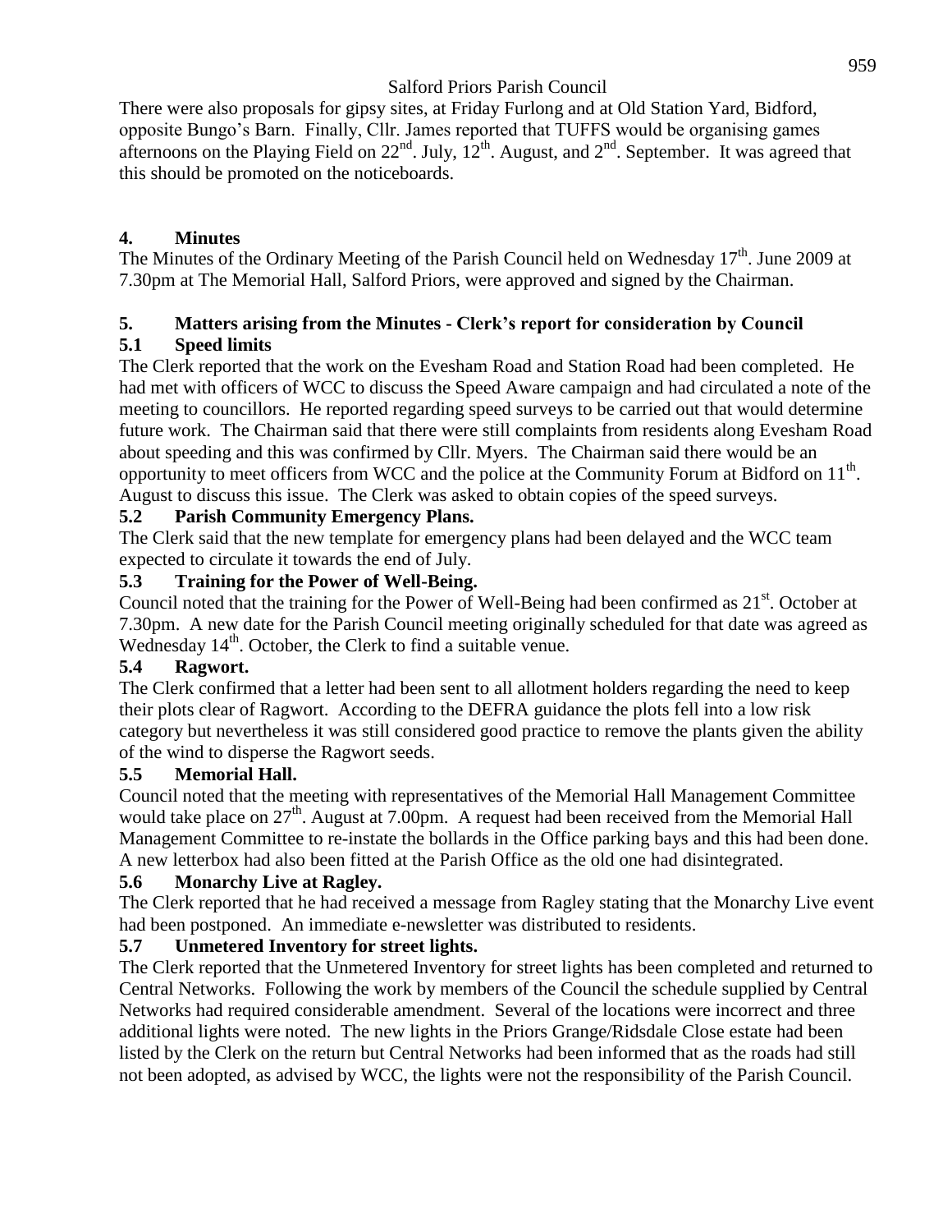There were also proposals for gipsy sites, at Friday Furlong and at Old Station Yard, Bidford, opposite Bungo's Barn. Finally, Cllr. James reported that TUFFS would be organising games afternoons on the Playing Field on 22nd. July, 12th. August, and 2nd. September. It was agreed that this should be promoted on the noticeboards.

## 4. Minutes

The Minutes of the Ordinary Meeting of the Parish Council held on Wednesday 17th. June 2009 at 7.30pm at The Memorial Hall, Salford Priors, were approved and signed by the Chairman.

## 5. Matters arising from the Minutes - Clerk's report for consideration by Council

### 5.1 Speed limits

The Clerk reported that the work on the Evesham Road and Station Road had been completed. He had met with officers of WCC to discuss the Speed Aware campaign and had circulated a note of the meeting to councillors. He reported regarding speed surveys to be carried out that would determine future work. The Chairman said that there were still complaints from residents along Evesham Road about speeding and this was confirmed by Cllr. Myers. The Chairman said there would be an opportunity to meet officers from WCC and the police at the Community Forum at Bidford on 11th. August to discuss this issue. The Clerk was asked to obtain copies of the speed surveys.

### 5.2 Parish Community Emergency Plans.

The Clerk said that the new template for emergency plans had been delayed and the WCC team expected to circulate it towards the end of July.

### 5.3 Training for the Power of Well-Being.

Council noted that the training for the Power of Well-Being had been confirmed as 21st. October at 7.30pm. A new date for the Parish Council meeting originally scheduled for that date was agreed as Wednesday 14th. October, the Clerk to find a suitable venue.

### 5.4 Ragwort.

The Clerk confirmed that a letter had been sent to all allotment holders regarding the need to keep their plots clear of Ragwort. According to the DEFRA guidance the plots fell into a low risk category but nevertheless it was still considered good practice to remove the plants given the ability of the wind to disperse the Ragwort seeds.

### 5.5 Memorial Hall.

Council noted that the meeting with representatives of the Memorial Hall Management Committee would take place on 27th. August at 7.00pm. A request had been received from the Memorial Hall Management Committee to re-instate the bollards in the Office parking bays and this had been done. A new letterbox had also been fitted at the Parish Office as the old one had disintegrated.

### 5.6 Monarchy Live at Ragley.

The Clerk reported that he had received a message from Ragley stating that the Monarchy Live event had been postponed. An immediate e-newsletter was distributed to residents.

### 5.7 Unmetered Inventory for street lights.

The Clerk reported that the Unmetered Inventory for street lights has been completed and returned to Central Networks. Following the work by members of the Council the schedule supplied by Central Networks had required considerable amendment. Several of the locations were incorrect and three additional lights were noted. The new lights in the Priors Grange/Ridsdale Close estate had been listed by the Clerk on the return but Central Networks had been informed that as the roads had still not been adopted, as advised by WCC, the lights were not the responsibility of the Parish Council.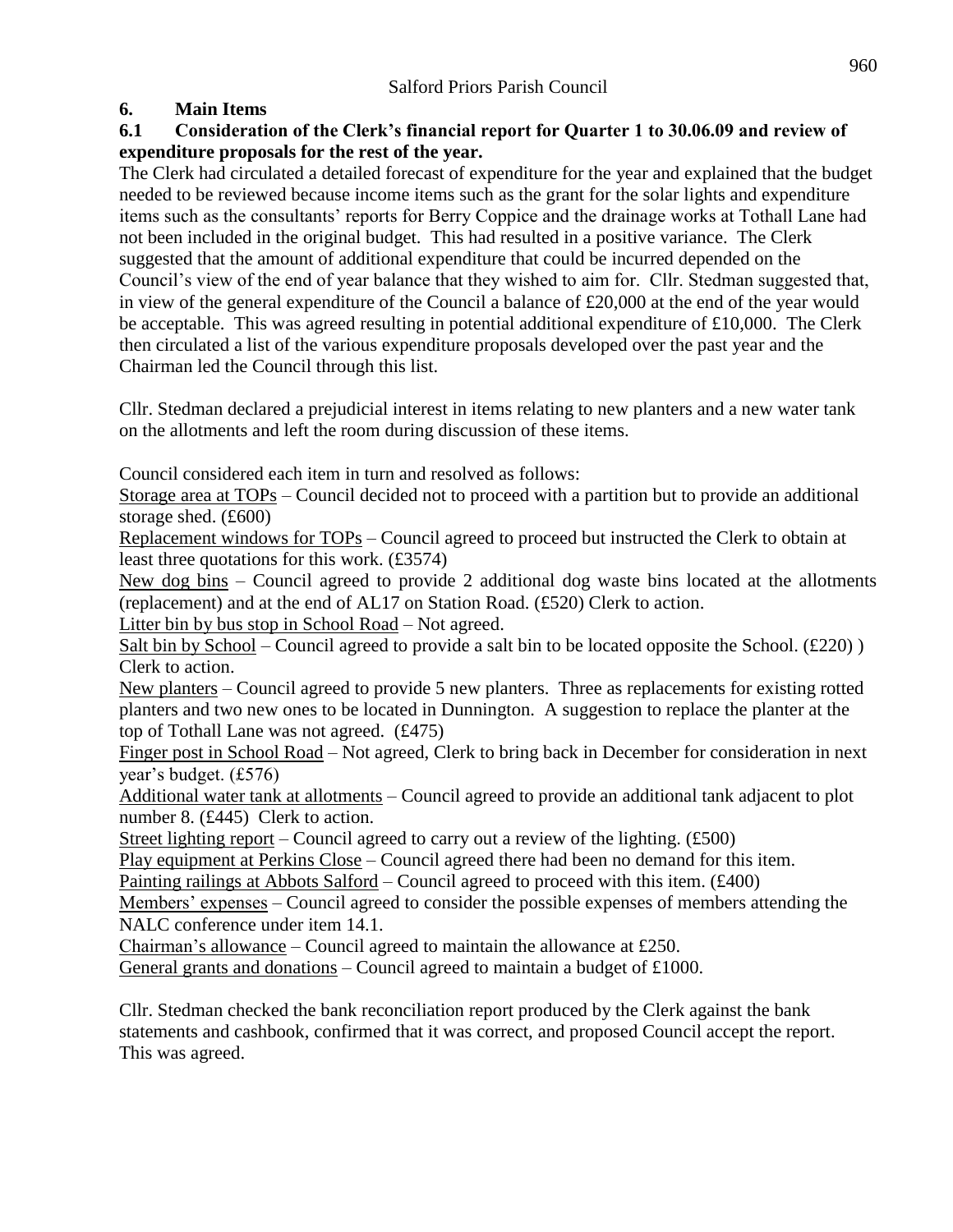## 6. Main Items

### 6.1 Consideration of the Clerk's financial report for Quarter 1 to 30.06.09 and review of expenditure proposals for the rest of the year.

The Clerk had circulated a detailed forecast of expenditure for the year and explained that the budget needed to be reviewed because income items such as the grant for the solar lights and expenditure items such as the consultants' reports for Berry Coppice and the drainage works at Tothall Lane had not been included in the original budget. This had resulted in a positive variance. The Clerk suggested that the amount of additional expenditure that could be incurred depended on the Council's view of the end of year balance that they wished to aim for. Cllr. Stedman suggested that, in view of the general expenditure of the Council a balance of £20,000 at the end of the year would be acceptable. This was agreed resulting in potential additional expenditure of £10,000. The Clerk then circulated a list of the various expenditure proposals developed over the past year and the Chairman led the Council through this list.

Cllr. Stedman declared a prejudicial interest in items relating to new planters and a new water tank on the allotments and left the room during discussion of these items.

Council considered each item in turn and resolved as follows:

Storage area at TOPs – Council decided not to proceed with a partition but to provide an additional storage shed. (£600)

Replacement windows for TOPs – Council agreed to proceed but instructed the Clerk to obtain at least three quotations for this work. (£3574)

New dog bins – Council agreed to provide 2 additional dog waste bins located at the allotments (replacement) and at the end of AL17 on Station Road. (£520) Clerk to action.

Litter bin by bus stop in School Road – Not agreed.

Salt bin by School – Council agreed to provide a salt bin to be located opposite the School. (£220) ) Clerk to action.

New planters – Council agreed to provide 5 new planters. Three as replacements for existing rotted planters and two new ones to be located in Dunnington. A suggestion to replace the planter at the top of Tothall Lane was not agreed. (£475)

Finger post in School Road – Not agreed, Clerk to bring back in December for consideration in next year's budget. (£576)

Additional water tank at allotments – Council agreed to provide an additional tank adjacent to plot number 8. (£445) Clerk to action.

Street lighting report – Council agreed to carry out a review of the lighting. (£500)

Play equipment at Perkins Close – Council agreed there had been no demand for this item.

Painting railings at Abbots Salford – Council agreed to proceed with this item. (£400)

Members' expenses – Council agreed to consider the possible expenses of members attending the NALC conference under item 14.1.

Chairman's allowance – Council agreed to maintain the allowance at £250.

General grants and donations – Council agreed to maintain a budget of £1000.

Cllr. Stedman checked the bank reconciliation report produced by the Clerk against the bank statements and cashbook, confirmed that it was correct, and proposed Council accept the report. This was agreed.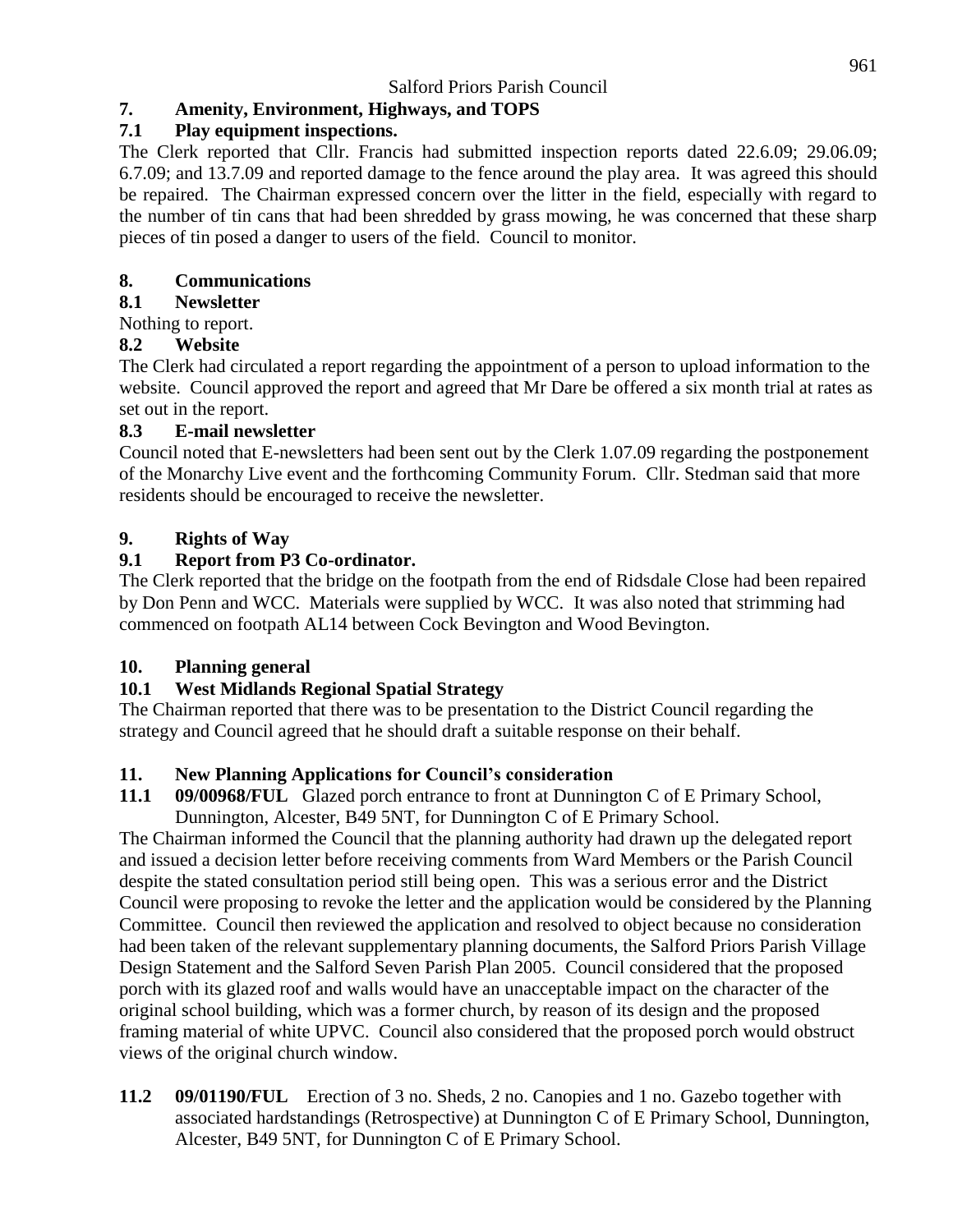## 7. Amenity, Environment, Highways, and TOPS

### 7.1 Play equipment inspections.

The Clerk reported that Cllr. Francis had submitted inspection reports dated 22.6.09; 29.06.09; 6.7.09; and 13.7.09 and reported damage to the fence around the play area. It was agreed this should be repaired. The Chairman expressed concern over the litter in the field, especially with regard to the number of tin cans that had been shredded by grass mowing, he was concerned that these sharp pieces of tin posed a danger to users of the field. Council to monitor.

## 8. Communications

### 8.1 Newsletter

Nothing to report.

### 8.2 Website

The Clerk had circulated a report regarding the appointment of a person to upload information to the website. Council approved the report and agreed that Mr Dare be offered a six month trial at rates as set out in the report.

### 8.3 E-mail newsletter

Council noted that E-newsletters had been sent out by the Clerk 1.07.09 regarding the postponement of the Monarchy Live event and the forthcoming Community Forum. Cllr. Stedman said that more residents should be encouraged to receive the newsletter.

## 9. Rights of Way

### 9.1 Report from P3 Co-ordinator.

The Clerk reported that the bridge on the footpath from the end of Ridsdale Close had been repaired by Don Penn and WCC. Materials were supplied by WCC. It was also noted that strimming had commenced on footpath AL14 between Cock Bevington and Wood Bevington.

## 10. Planning general

### 10.1 West Midlands Regional Spatial Strategy

The Chairman reported that there was to be presentation to the District Council regarding the strategy and Council agreed that he should draft a suitable response on their behalf.

## 11. New Planning Applications for Council's consideration

**11.1 09/00968/FUL** Glazed porch entrance to front at Dunnington C of E Primary School, Dunnington, Alcester, B49 5NT, for Dunnington C of E Primary School.

The Chairman informed the Council that the planning authority had drawn up the delegated report and issued a decision letter before receiving comments from Ward Members or the Parish Council despite the stated consultation period still being open. This was a serious error and the District Council were proposing to revoke the letter and the application would be considered by the Planning Committee. Council then reviewed the application and resolved to object because no consideration had been taken of the relevant supplementary planning documents, the Salford Priors Parish Village Design Statement and the Salford Seven Parish Plan 2005. Council considered that the proposed porch with its glazed roof and walls would have an unacceptable impact on the character of the original school building, which was a former church, by reason of its design and the proposed framing material of white UPVC. Council also considered that the proposed porch would obstruct views of the original church window.

**11.2 09/01190/FUL** Erection of 3 no. Sheds, 2 no. Canopies and 1 no. Gazebo together with associated hardstandings (Retrospective) at Dunnington C of E Primary School, Dunnington, Alcester, B49 5NT, for Dunnington C of E Primary School.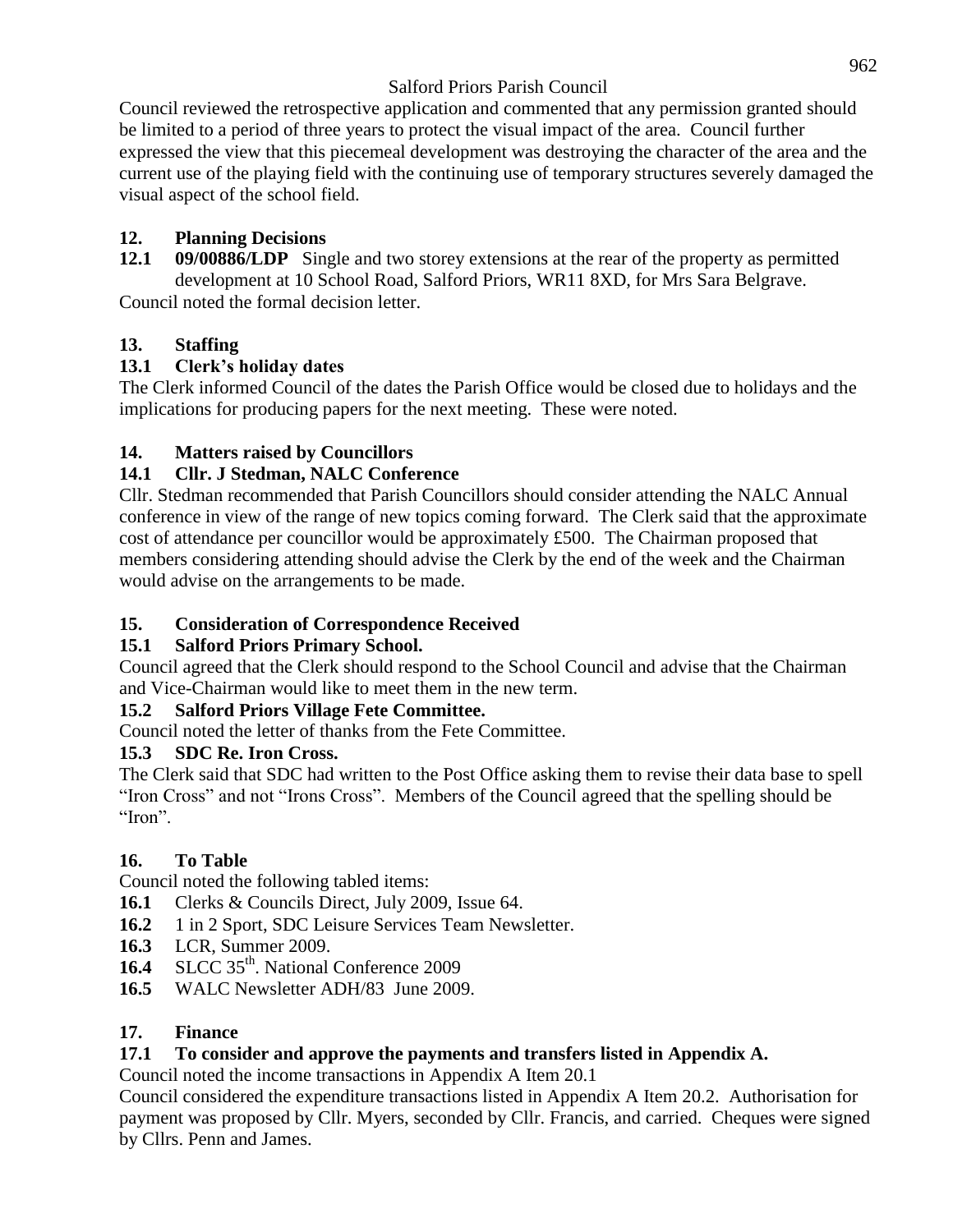Council reviewed the retrospective application and commented that any permission granted should be limited to a period of three years to protect the visual impact of the area. Council further expressed the view that this piecemeal development was destroying the character of the area and the current use of the playing field with the continuing use of temporary structures severely damaged the visual aspect of the school field.

## 12. Planning Decisions

**12.1 09/00886/LDP** Single and two storey extensions at the rear of the property as permitted development at 10 School Road, Salford Priors, WR11 8XD, for Mrs Sara Belgrave.

Council noted the formal decision letter.

## 13. Staffing

### 13.1 Clerk's holiday dates

The Clerk informed Council of the dates the Parish Office would be closed due to holidays and the implications for producing papers for the next meeting. These were noted.

## 14. Matters raised by Councillors

### 14.1 Cllr. J Stedman, NALC Conference

Cllr. Stedman recommended that Parish Councillors should consider attending the NALC Annual conference in view of the range of new topics coming forward. The Clerk said that the approximate cost of attendance per councillor would be approximately £500. The Chairman proposed that members considering attending should advise the Clerk by the end of the week and the Chairman would advise on the arrangements to be made.

## 15. Consideration of Correspondence Received

### 15.1 Salford Priors Primary School.

Council agreed that the Clerk should respond to the School Council and advise that the Chairman and Vice-Chairman would like to meet them in the new term.

### 15.2 Salford Priors Village Fete Committee.

Council noted the letter of thanks from the Fete Committee.

### 15.3 SDC Re. Iron Cross.

The Clerk said that SDC had written to the Post Office asking them to revise their data base to spell "Iron Cross" and not "Irons Cross". Members of the Council agreed that the spelling should be "Iron".

## 16. To Table

Council noted the following tabled items:

- **16.1** Clerks & Councils Direct, July 2009, Issue 64.
- **16.2** 1 in 2 Sport, SDC Leisure Services Team Newsletter.
- **16.3** LCR, Summer 2009.
- **16.4** SLCC 35th. National Conference 2009
- **16.5** WALC Newsletter ADH/83 June 2009.

## 17. Finance

### 17.1 To consider and approve the payments and transfers listed in Appendix A.

Council noted the income transactions in Appendix A Item 20.1

Council considered the expenditure transactions listed in Appendix A Item 20.2. Authorisation for payment was proposed by Cllr. Myers, seconded by Cllr. Francis, and carried. Cheques were signed by Cllrs. Penn and James.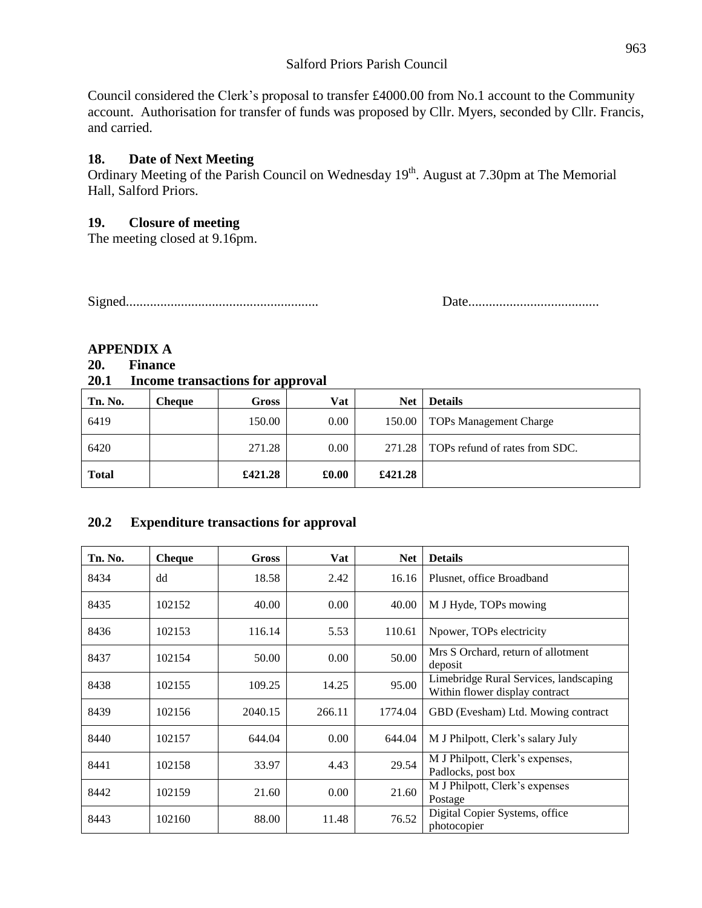Council considered the Clerk's proposal to transfer £4000.00 from No.1 account to the Community account. Authorisation for transfer of funds was proposed by Cllr. Myers, seconded by Cllr. Francis, and carried.

### 18. Date of Next Meeting

Ordinary Meeting of the Parish Council on Wednesday 19th. August at 7.30pm at The Memorial Hall, Salford Priors.

### 19. Closure of meeting

The meeting closed at 9.16pm.

Signed........................................................ Date......................................

## APPENDIX A

### 20. Finance

### 20.1 Income transactions for approval

| Tn. No. | Cheque | Gross | Vat | Net | Details |
|---|---|---|---|---|---|
| 6419 | | 150.00 | 0.00 | 150.00 | TOPs Management Charge |
| 6420 | | 271.28 | 0.00 | 271.28 | TOPs refund of rates from SDC. |
| **Total** | | **£421.28** | **£0.00** | **£421.28** | |

### 20.2 Expenditure transactions for approval

| Tn. No. | Cheque | Gross | Vat | Net | Details |
|---|---|---|---|---|---|
| 8434 | dd | 18.58 | 2.42 | 16.16 | Plusnet, office Broadband |
| 8435 | 102152 | 40.00 | 0.00 | 40.00 | M J Hyde, TOPs mowing |
| 8436 | 102153 | 116.14 | 5.53 | 110.61 | Npower, TOPs electricity |
| 8437 | 102154 | 50.00 | 0.00 | 50.00 | Mrs S Orchard, return of allotment deposit |
| 8438 | 102155 | 109.25 | 14.25 | 95.00 | Limebridge Rural Services, landscaping Within flower display contract |
| 8439 | 102156 | 2040.15 | 266.11 | 1774.04 | GBD (Evesham) Ltd. Mowing contract |
| 8440 | 102157 | 644.04 | 0.00 | 644.04 | M J Philpott, Clerk's salary July |
| 8441 | 102158 | 33.97 | 4.43 | 29.54 | M J Philpott, Clerk's expenses, Padlocks, post box |
| 8442 | 102159 | 21.60 | 0.00 | 21.60 | M J Philpott, Clerk's expenses Postage |
| 8443 | 102160 | 88.00 | 11.48 | 76.52 | Digital Copier Systems, office photocopier |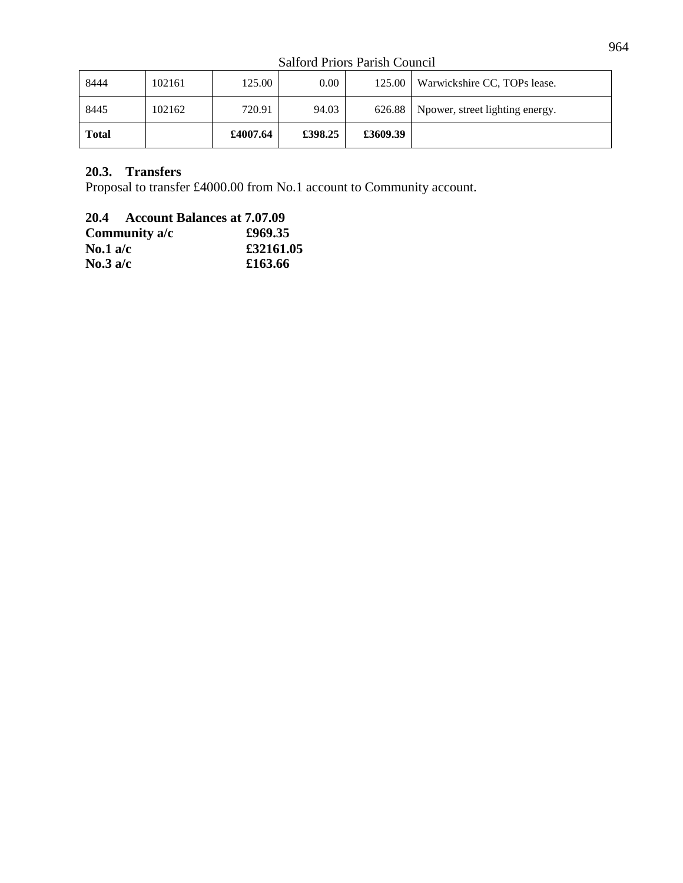| | | | | | |
|---|---|---|---|---|---|
| 8444 | 102161 | 125.00 | 0.00 | 125.00 | Warwickshire CC, TOPs lease. |
| 8445 | 102162 | 720.91 | 94.03 | 626.88 | Npower, street lighting energy. |
| **Total** | | **£4007.64** | **£398.25** | **£3609.39** | |

**20.3. Transfers**

Proposal to transfer £4000.00 from No.1 account to Community account.

**20.4 Account Balances at 7.07.09**

**Community a/c £969.35**
**No.1 a/c £32161.05**
**No.3 a/c £163.66**